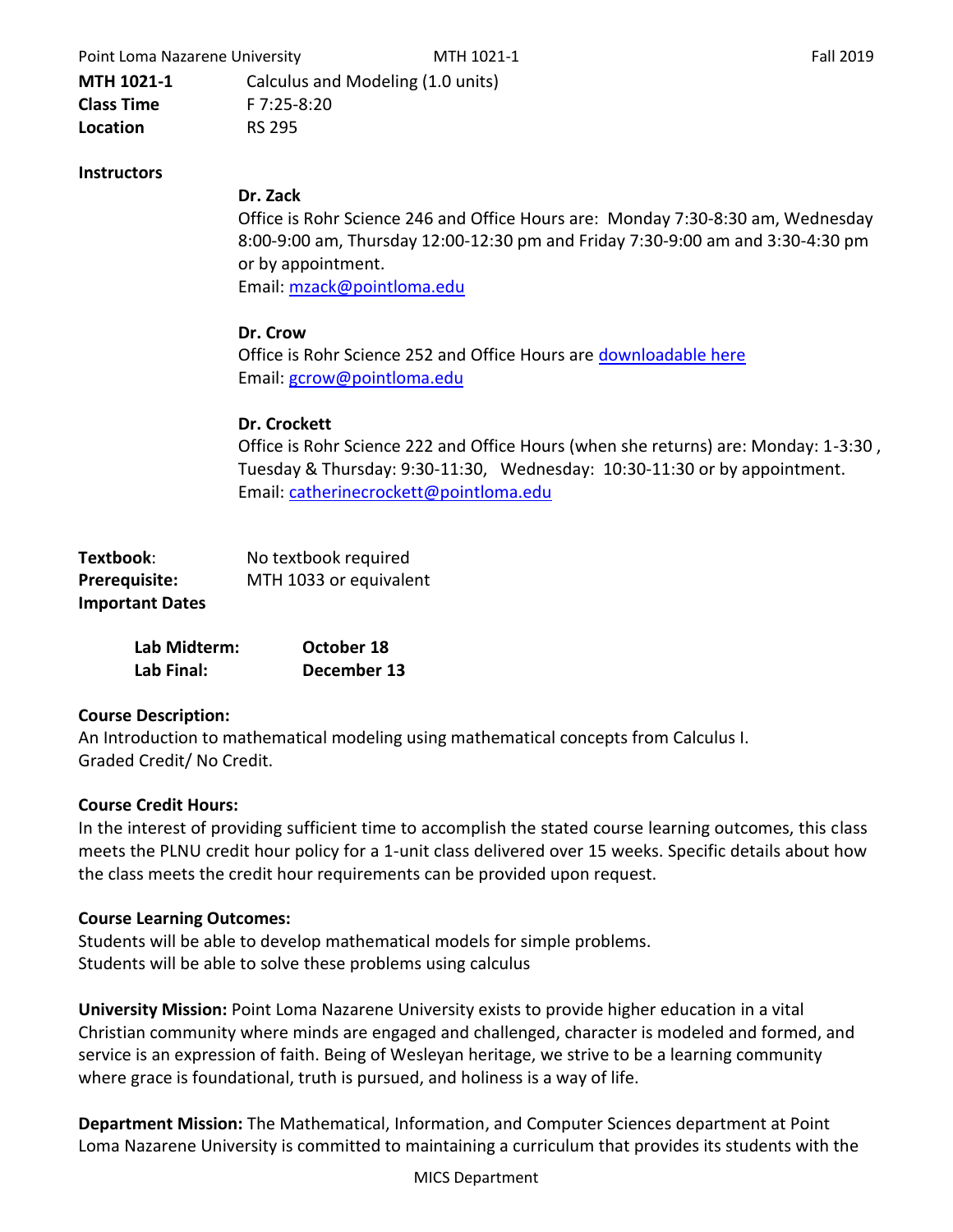**MTH 1021-1** Calculus and Modeling (1.0 units)
**Class Time** F 7:25-8:20
**Location** RS 295

**Instructors**

**Dr. Zack**
Office is Rohr Science 246 and Office Hours are: Monday 7:30-8:30 am, Wednesday 8:00-9:00 am, Thursday 12:00-12:30 pm and Friday 7:30-9:00 am and 3:30-4:30 pm or by appointment.
Email: mzack@pointloma.edu

**Dr. Crow**
Office is Rohr Science 252 and Office Hours are downloadable here
Email: gcrow@pointloma.edu

**Dr. Crockett**
Office is Rohr Science 222 and Office Hours (when she returns) are: Monday: 1-3:30 , Tuesday & Thursday: 9:30-11:30, Wednesday: 10:30-11:30 or by appointment.
Email: catherinecrockett@pointloma.edu

**Textbook**: No textbook required
**Prerequisite:** MTH 1033 or equivalent
**Important Dates**

| | |
|---|---|
| **Lab Midterm:** | **October 18** |
| **Lab Final:** | **December 13** |

**Course Description:**
An Introduction to mathematical modeling using mathematical concepts from Calculus I.
Graded Credit/ No Credit.

**Course Credit Hours:**
In the interest of providing sufficient time to accomplish the stated course learning outcomes, this class meets the PLNU credit hour policy for a 1-unit class delivered over 15 weeks. Specific details about how the class meets the credit hour requirements can be provided upon request.

**Course Learning Outcomes:**
Students will be able to develop mathematical models for simple problems.
Students will be able to solve these problems using calculus

**University Mission:** Point Loma Nazarene University exists to provide higher education in a vital Christian community where minds are engaged and challenged, character is modeled and formed, and service is an expression of faith. Being of Wesleyan heritage, we strive to be a learning community where grace is foundational, truth is pursued, and holiness is a way of life.

**Department Mission:** The Mathematical, Information, and Computer Sciences department at Point Loma Nazarene University is committed to maintaining a curriculum that provides its students with the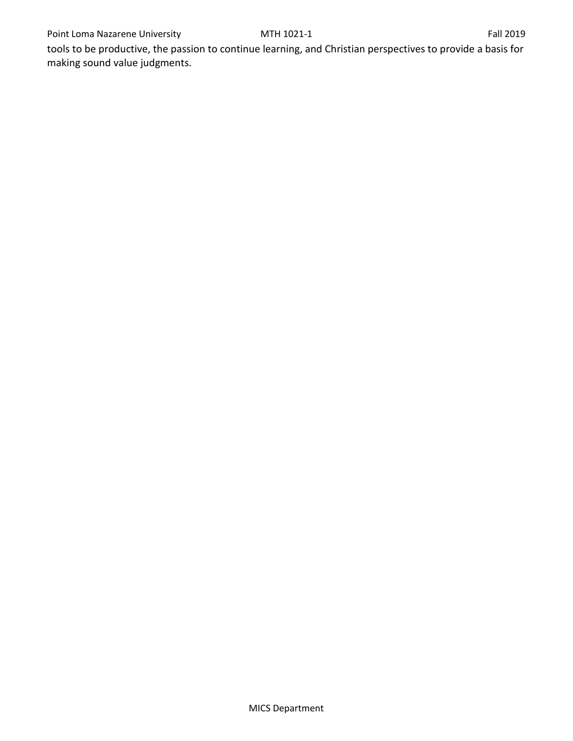tools to be productive, the passion to continue learning, and Christian perspectives to provide a basis for making sound value judgments.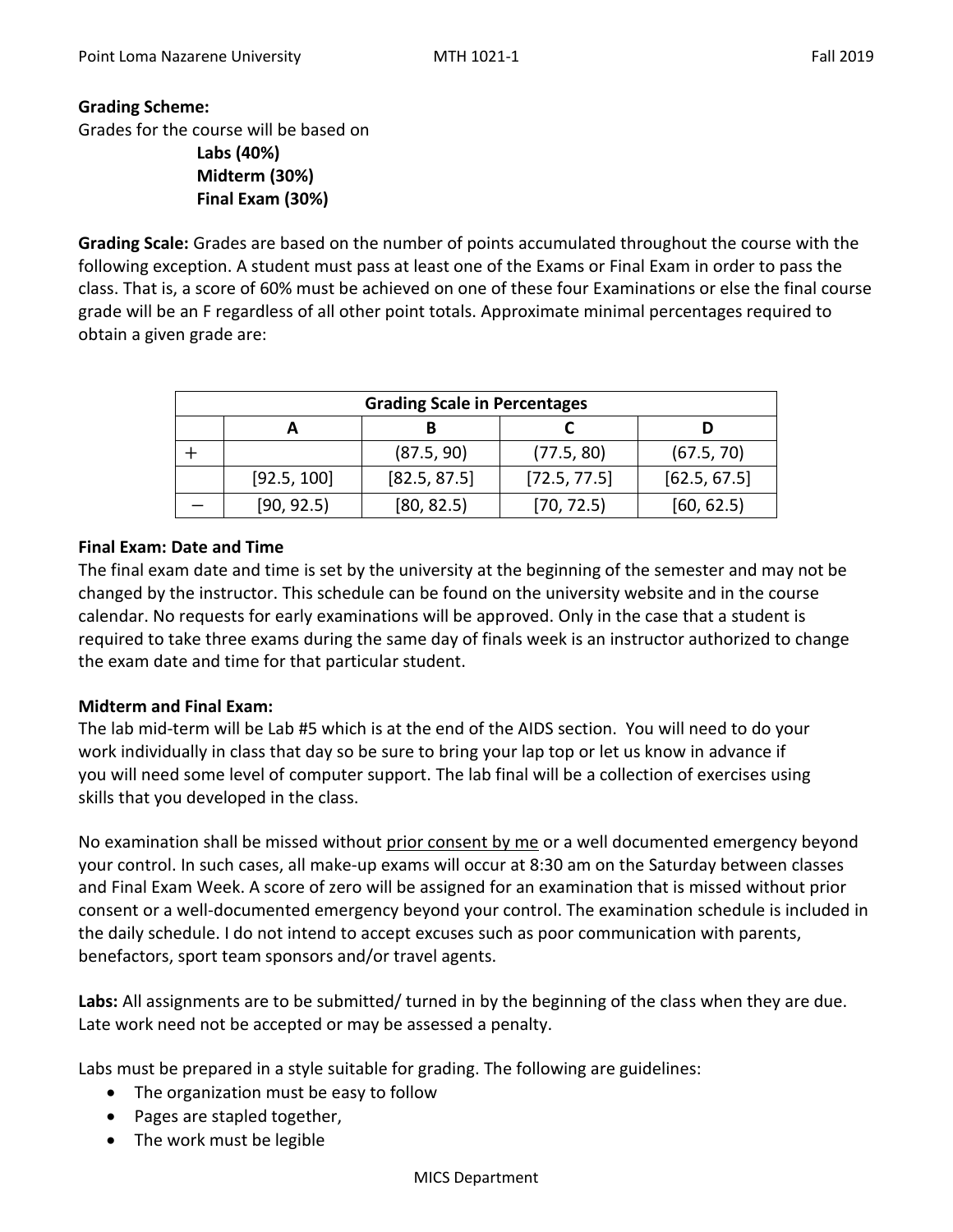**Grading Scheme:**

Grades for the course will be based on

**Labs (40%)**
**Midterm (30%)**
**Final Exam (30%)**

**Grading Scale:** Grades are based on the number of points accumulated throughout the course with the following exception. A student must pass at least one of the Exams or Final Exam in order to pass the class. That is, a score of 60% must be achieved on one of these four Examinations or else the final course grade will be an F regardless of all other point totals. Approximate minimal percentages required to obtain a given grade are:

| Grading Scale in Percentages | | | | |
|---|---|---|---|---|
| | **A** | **B** | **C** | **D** |
| + | | (87.5, 90) | (77.5, 80) | (67.5, 70) |
| | [92.5, 100] | [82.5, 87.5] | [72.5, 77.5] | [62.5, 67.5] |
| − | [90, 92.5) | [80, 82.5) | [70, 72.5) | [60, 62.5) |

**Final Exam: Date and Time**

The final exam date and time is set by the university at the beginning of the semester and may not be changed by the instructor. This schedule can be found on the university website and in the course calendar. No requests for early examinations will be approved. Only in the case that a student is required to take three exams during the same day of finals week is an instructor authorized to change the exam date and time for that particular student.

**Midterm and Final Exam:**

The lab mid-term will be Lab #5 which is at the end of the AIDS section. You will need to do your work individually in class that day so be sure to bring your lap top or let us know in advance if you will need some level of computer support. The lab final will be a collection of exercises using skills that you developed in the class.

No examination shall be missed without prior consent by me or a well documented emergency beyond your control. In such cases, all make-up exams will occur at 8:30 am on the Saturday between classes and Final Exam Week. A score of zero will be assigned for an examination that is missed without prior consent or a well-documented emergency beyond your control. The examination schedule is included in the daily schedule. I do not intend to accept excuses such as poor communication with parents, benefactors, sport team sponsors and/or travel agents.

**Labs:** All assignments are to be submitted/ turned in by the beginning of the class when they are due. Late work need not be accepted or may be assessed a penalty.

Labs must be prepared in a style suitable for grading. The following are guidelines:

- The organization must be easy to follow
- Pages are stapled together,
- The work must be legible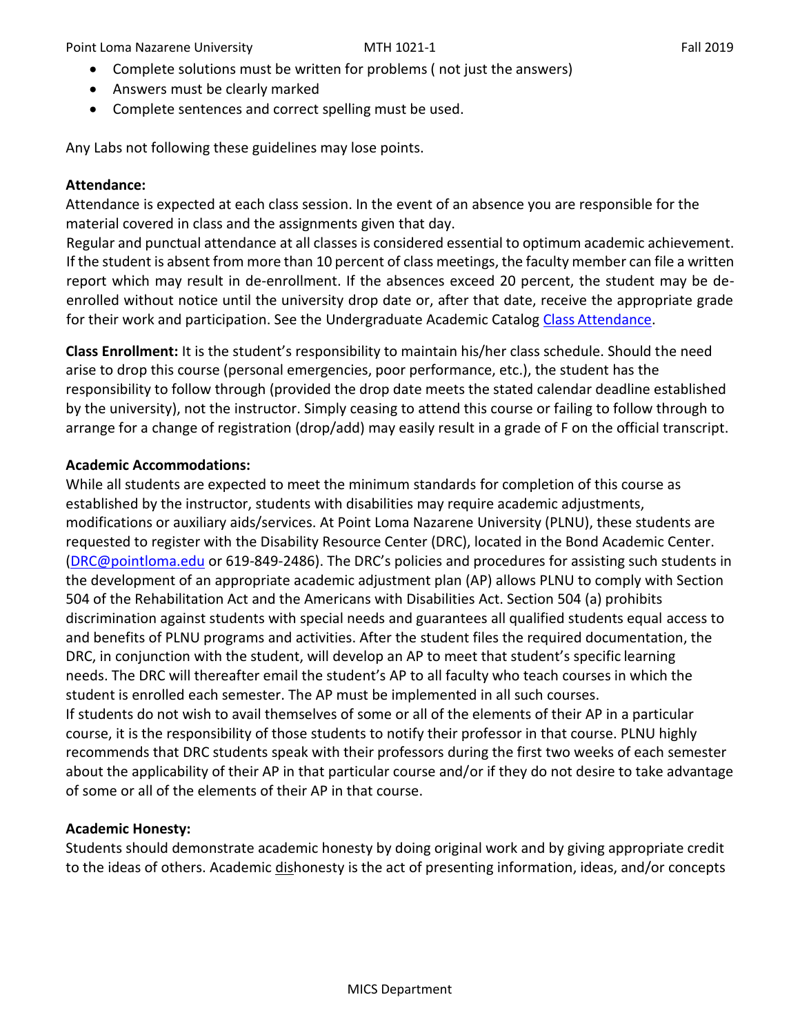- Complete solutions must be written for problems ( not just the answers)
- Answers must be clearly marked
- Complete sentences and correct spelling must be used.

Any Labs not following these guidelines may lose points.

**Attendance:**

Attendance is expected at each class session. In the event of an absence you are responsible for the material covered in class and the assignments given that day.

Regular and punctual attendance at all classes is considered essential to optimum academic achievement. If the student is absent from more than 10 percent of class meetings, the faculty member can file a written report which may result in de-enrollment. If the absences exceed 20 percent, the student may be de-enrolled without notice until the university drop date or, after that date, receive the appropriate grade for their work and participation. See the Undergraduate Academic Catalog Class Attendance.

**Class Enrollment:** It is the student's responsibility to maintain his/her class schedule. Should the need arise to drop this course (personal emergencies, poor performance, etc.), the student has the responsibility to follow through (provided the drop date meets the stated calendar deadline established by the university), not the instructor. Simply ceasing to attend this course or failing to follow through to arrange for a change of registration (drop/add) may easily result in a grade of F on the official transcript.

**Academic Accommodations:**

While all students are expected to meet the minimum standards for completion of this course as established by the instructor, students with disabilities may require academic adjustments, modifications or auxiliary aids/services. At Point Loma Nazarene University (PLNU), these students are requested to register with the Disability Resource Center (DRC), located in the Bond Academic Center. (DRC@pointloma.edu or 619-849-2486). The DRC's policies and procedures for assisting such students in the development of an appropriate academic adjustment plan (AP) allows PLNU to comply with Section 504 of the Rehabilitation Act and the Americans with Disabilities Act. Section 504 (a) prohibits discrimination against students with special needs and guarantees all qualified students equal access to and benefits of PLNU programs and activities. After the student files the required documentation, the DRC, in conjunction with the student, will develop an AP to meet that student's specific learning needs. The DRC will thereafter email the student's AP to all faculty who teach courses in which the student is enrolled each semester. The AP must be implemented in all such courses.

If students do not wish to avail themselves of some or all of the elements of their AP in a particular course, it is the responsibility of those students to notify their professor in that course. PLNU highly recommends that DRC students speak with their professors during the first two weeks of each semester about the applicability of their AP in that particular course and/or if they do not desire to take advantage of some or all of the elements of their AP in that course.

**Academic Honesty:**

Students should demonstrate academic honesty by doing original work and by giving appropriate credit to the ideas of others. Academic dishonesty is the act of presenting information, ideas, and/or concepts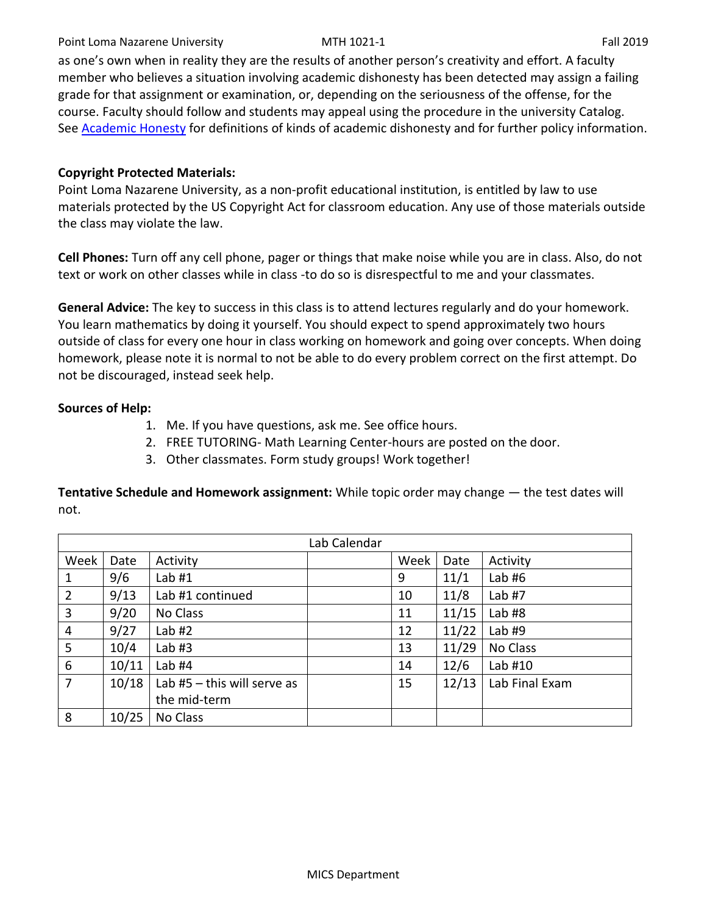as one's own when in reality they are the results of another person's creativity and effort. A faculty member who believes a situation involving academic dishonesty has been detected may assign a failing grade for that assignment or examination, or, depending on the seriousness of the offense, for the course. Faculty should follow and students may appeal using the procedure in the university Catalog. See Academic Honesty for definitions of kinds of academic dishonesty and for further policy information.

**Copyright Protected Materials:**
Point Loma Nazarene University, as a non-profit educational institution, is entitled by law to use materials protected by the US Copyright Act for classroom education. Any use of those materials outside the class may violate the law.

**Cell Phones:** Turn off any cell phone, pager or things that make noise while you are in class. Also, do not text or work on other classes while in class -to do so is disrespectful to me and your classmates.

**General Advice:** The key to success in this class is to attend lectures regularly and do your homework. You learn mathematics by doing it yourself. You should expect to spend approximately two hours outside of class for every one hour in class working on homework and going over concepts. When doing homework, please note it is normal to not be able to do every problem correct on the first attempt. Do not be discouraged, instead seek help.

**Sources of Help:**

1. Me. If you have questions, ask me. See office hours.
2. FREE TUTORING- Math Learning Center-hours are posted on the door.
3. Other classmates. Form study groups! Work together!

**Tentative Schedule and Homework assignment:** While topic order may change — the test dates will not.

| Lab Calendar | | | | | | |
|---|---|---|---|---|---|---|
| Week | Date | Activity | | Week | Date | Activity |
| 1 | 9/6 | Lab #1 | | 9 | 11/1 | Lab #6 |
| 2 | 9/13 | Lab #1 continued | | 10 | 11/8 | Lab #7 |
| 3 | 9/20 | No Class | | 11 | 11/15 | Lab #8 |
| 4 | 9/27 | Lab #2 | | 12 | 11/22 | Lab #9 |
| 5 | 10/4 | Lab #3 | | 13 | 11/29 | No Class |
| 6 | 10/11 | Lab #4 | | 14 | 12/6 | Lab #10 |
| 7 | 10/18 | Lab #5 – this will serve as the mid-term | | 15 | 12/13 | Lab Final Exam |
| 8 | 10/25 | No Class | | | | |